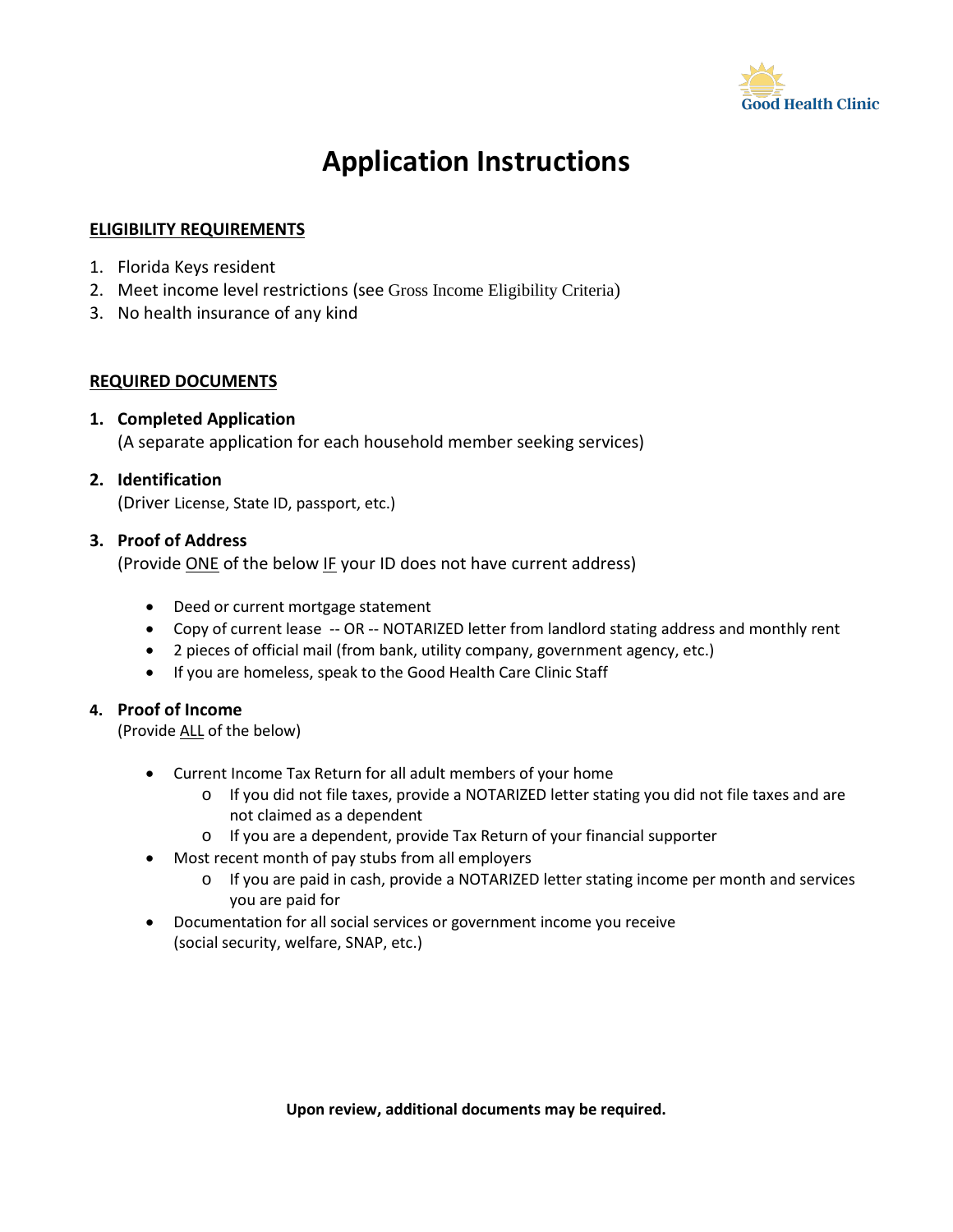Good Health Clinic

# Application Instructions

**ELIGIBILITY REQUIREMENTS**

1. Florida Keys resident
2. Meet income level restrictions (see Gross Income Eligibility Criteria)
3. No health insurance of any kind

**REQUIRED DOCUMENTS**

1. **Completed Application**
   (A separate application for each household member seeking services)

2. **Identification**
   (Driver License, State ID, passport, etc.)

3. **Proof of Address**
   (Provide ONE of the below IF your ID does not have current address)

   - Deed or current mortgage statement
   - Copy of current lease -- OR -- NOTARIZED letter from landlord stating address and monthly rent
   - 2 pieces of official mail (from bank, utility company, government agency, etc.)
   - If you are homeless, speak to the Good Health Care Clinic Staff

4. **Proof of Income**
   (Provide ALL of the below)

   - Current Income Tax Return for all adult members of your home
     - If you did not file taxes, provide a NOTARIZED letter stating you did not file taxes and are not claimed as a dependent
     - If you are a dependent, provide Tax Return of your financial supporter
   - Most recent month of pay stubs from all employers
     - If you are paid in cash, provide a NOTARIZED letter stating income per month and services you are paid for
   - Documentation for all social services or government income you receive (social security, welfare, SNAP, etc.)

**Upon review, additional documents may be required.**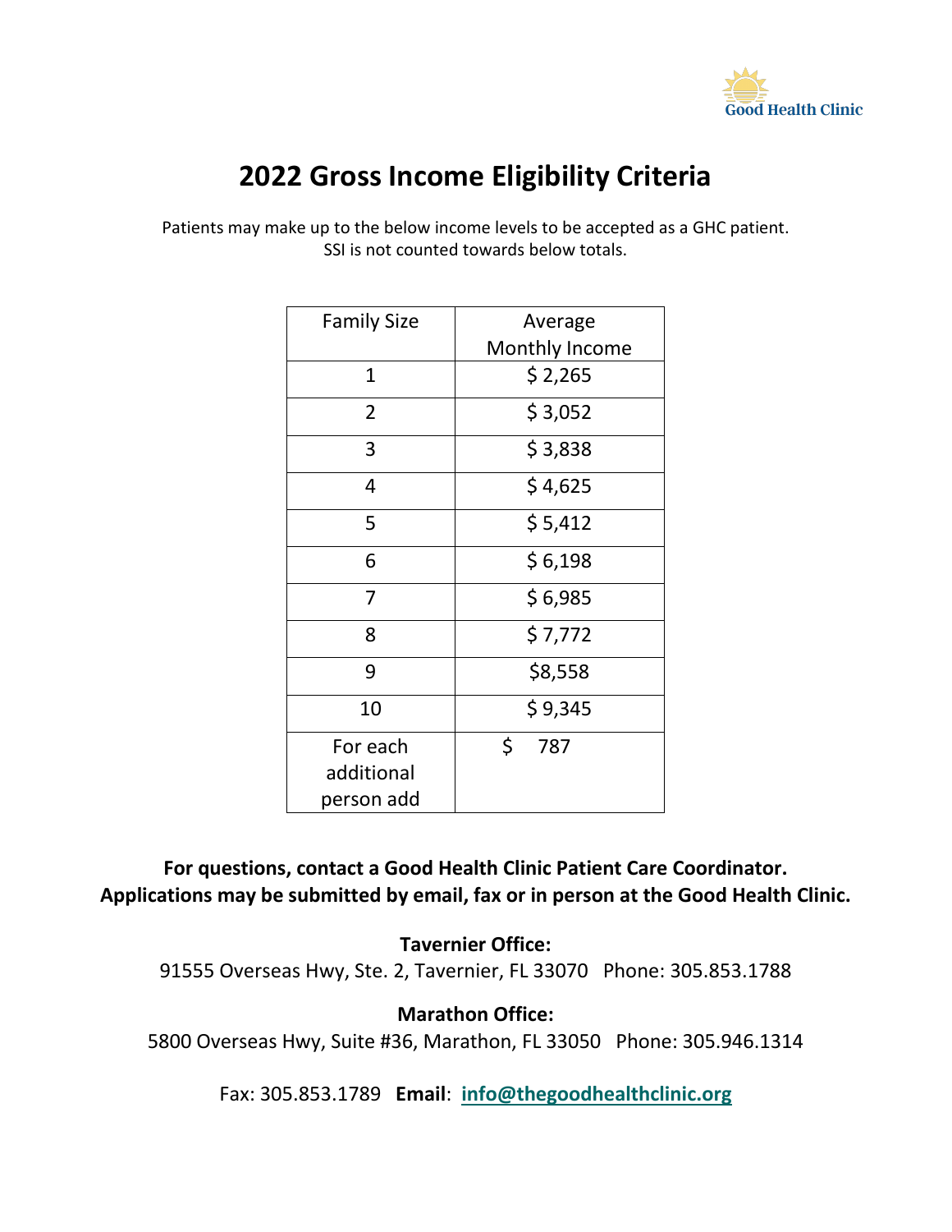Good Health Clinic

# 2022 Gross Income Eligibility Criteria

Patients may make up to the below income levels to be accepted as a GHC patient.
SSI is not counted towards below totals.

| Family Size | Average Monthly Income |
|---|---|
| 1 | $ 2,265 |
| 2 | $ 3,052 |
| 3 | $ 3,838 |
| 4 | $ 4,625 |
| 5 | $ 5,412 |
| 6 | $ 6,198 |
| 7 | $ 6,985 |
| 8 | $ 7,772 |
| 9 | $8,558 |
| 10 | $ 9,345 |
| For each additional person add | $ 787 |

**For questions, contact a Good Health Clinic Patient Care Coordinator.**
**Applications may be submitted by email, fax or in person at the Good Health Clinic.**

**Tavernier Office:**
91555 Overseas Hwy, Ste. 2, Tavernier, FL 33070 Phone: 305.853.1788

**Marathon Office:**
5800 Overseas Hwy, Suite #36, Marathon, FL 33050 Phone: 305.946.1314

Fax: 305.853.1789 **Email**: **info@thegoodhealthclinic.org**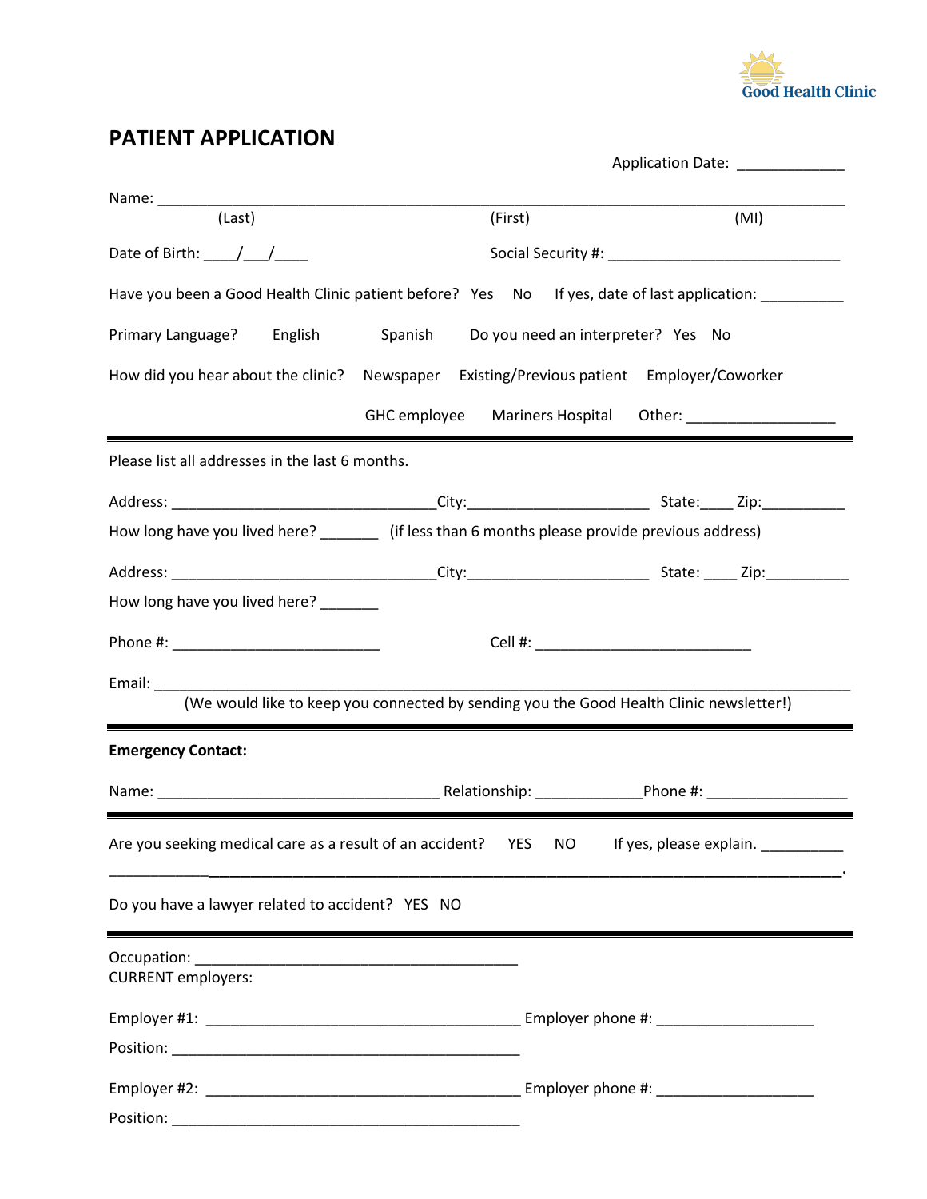Good Health Clinic

# PATIENT APPLICATION

Application Date: _____________

Name: ____________________________________________________________________________
(Last) (First) (MI)

Date of Birth: ____/___/____ Social Security #: ____________________________

Have you been a Good Health Clinic patient before? Yes No If yes, date of last application: __________

Primary Language? English Spanish Do you need an interpreter? Yes No

How did you hear about the clinic? Newspaper Existing/Previous patient Employer/Coworker
GHC employee Mariners Hospital Other: __________________

---

Please list all addresses in the last 6 months.

Address: ________________________________City:______________________ State:____ Zip:__________

How long have you lived here? _______ (if less than 6 months please provide previous address)

Address: ________________________________City:______________________ State: ____ Zip:__________

How long have you lived here? _______

Phone #: _________________________ Cell #: __________________________

Email: ______________________________________________________________________________
(We would like to keep you connected by sending you the Good Health Clinic newsletter!)

---

**Emergency Contact:**

Name: __________________________________ Relationship: _____________Phone #: _________________

---

Are you seeking medical care as a result of an accident? YES NO If yes, please explain. __________
______________________________________________________________________________________.

Do you have a lawyer related to accident? YES NO

---

Occupation: ________________________________________
CURRENT employers:

Employer #1: _______________________________________ Employer phone #: ___________________

Position: ___________________________________________

Employer #2: _______________________________________ Employer phone #: ___________________

Position: ___________________________________________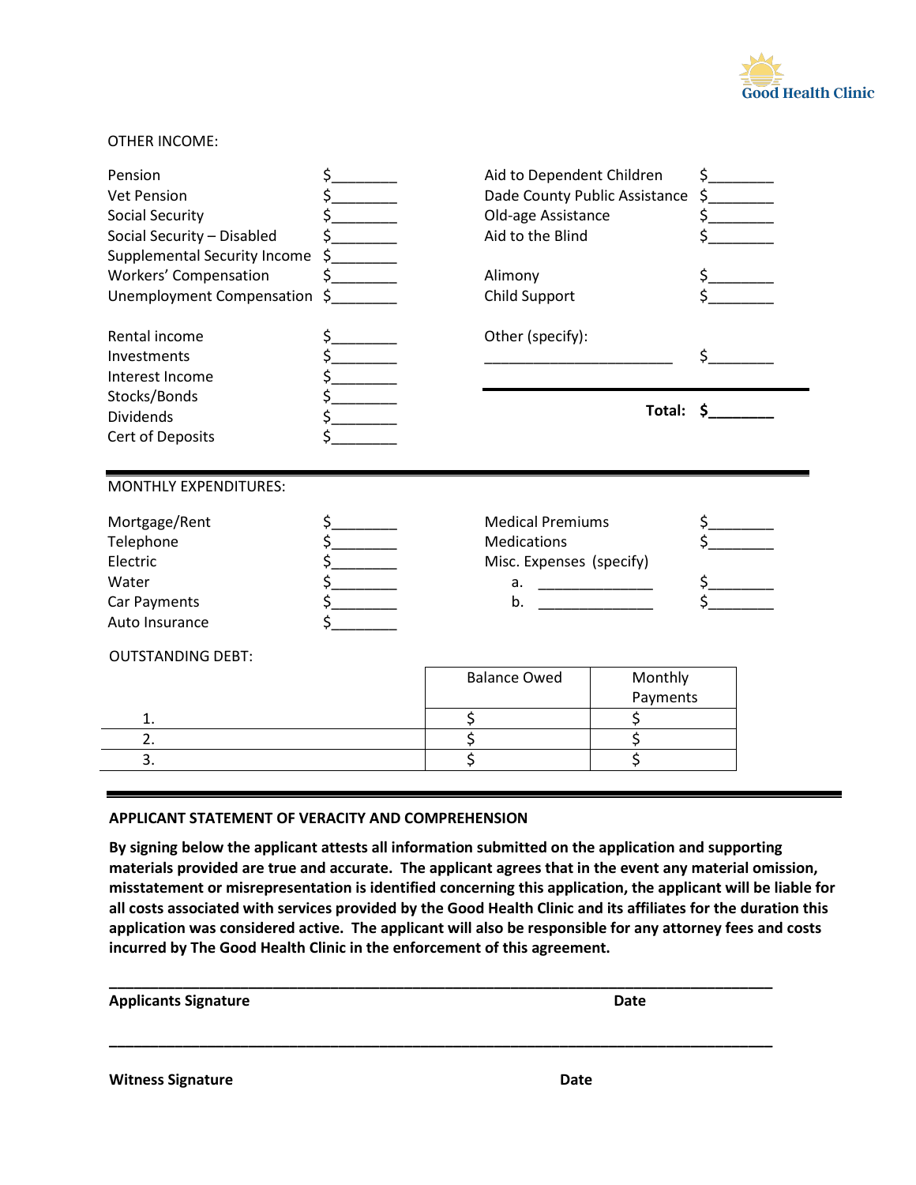Good Health Clinic

OTHER INCOME:

| | | | |
|---|---|---|---|
| Pension | $________ | Aid to Dependent Children | $________ |
| Vet Pension | $________ | Dade County Public Assistance | $________ |
| Social Security | $________ | Old-age Assistance | $________ |
| Social Security – Disabled | $________ | Aid to the Blind | $________ |
| Supplemental Security Income | $________ | | |
| Workers' Compensation | $________ | Alimony | $________ |
| Unemployment Compensation | $________ | Child Support | $________ |
| Rental income | $________ | Other (specify): | |
| Investments | $________ | ________________________ | $________ |
| Interest Income | $________ | | |
| Stocks/Bonds | $________ | | |
| Dividends | $________ | **Total:** | **$________** |
| Cert of Deposits | $________ | | |

MONTHLY EXPENDITURES:

| | | | |
|---|---|---|---|
| Mortgage/Rent | $________ | Medical Premiums | $________ |
| Telephone | $________ | Medications | $________ |
| Electric | $________ | Misc. Expenses (specify) | |
| Water | $________ | a. ______________ | $________ |
| Car Payments | $________ | b. ______________ | $________ |
| Auto Insurance | $________ | | |

OUTSTANDING DEBT:

| | Balance Owed | Monthly Payments |
|---|---|---|
| 1. | $ | $ |
| 2. | $ | $ |
| 3. | $ | $ |

**APPLICANT STATEMENT OF VERACITY AND COMPREHENSION**

**By signing below the applicant attests all information submitted on the application and supporting materials provided are true and accurate. The applicant agrees that in the event any material omission, misstatement or misrepresentation is identified concerning this application, the applicant will be liable for all costs associated with services provided by the Good Health Clinic and its affiliates for the duration this application was considered active. The applicant will also be responsible for any attorney fees and costs incurred by The Good Health Clinic in the enforcement of this agreement.**

_______________________________________________________________

**Applicants Signature** **Date**

_______________________________________________________________

**Witness Signature** **Date**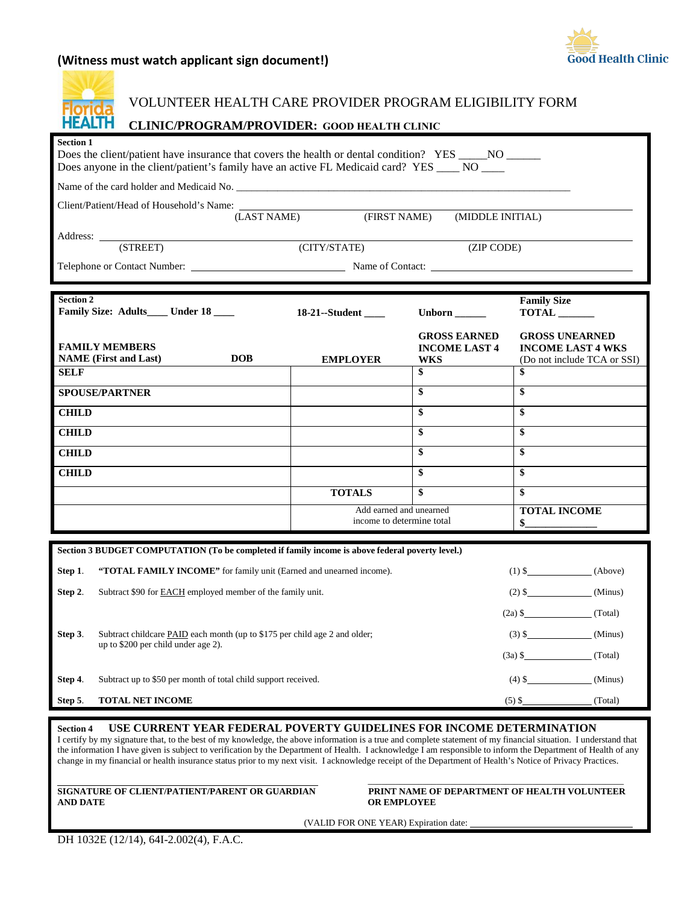**(Witness must watch applicant sign document!)**

Good Health Clinic

# VOLUNTEER HEALTH CARE PROVIDER PROGRAM ELIGIBILITY FORM

**CLINIC/PROGRAM/PROVIDER: GOOD HEALTH CLINIC**

**Section 1**

Does the client/patient have insurance that covers the health or dental condition? YES _____NO ______

Does anyone in the client/patient's family have an active FL Medicaid card? YES ____ NO ____

Name of the card holder and Medicaid No. ______________________________________________

Client/Patient/Head of Household's Name: ______________________________________________
(LAST NAME) (FIRST NAME) (MIDDLE INITIAL)

Address: ______________________________________________
(STREET) (CITY/STATE) (ZIP CODE)

Telephone or Contact Number: ______________________ Name of Contact: ______________________

**Section 2**

**Family Size: Adults____ Under 18 ____** **18-21--Student ____** **Unborn ______** **Family Size TOTAL ______**

| FAMILY MEMBERS NAME (First and Last) | DOB | EMPLOYER | GROSS EARNED INCOME LAST 4 WKS | GROSS UNEARNED INCOME LAST 4 WKS (Do not include TCA or SSI) |
|---|---|---|---|---|
| **SELF** | | | **$** | **$** |
| **SPOUSE/PARTNER** | | | **$** | **$** |
| **CHILD** | | | **$** | **$** |
| **CHILD** | | | **$** | **$** |
| **CHILD** | | | **$** | **$** |
| **CHILD** | | | **$** | **$** |
| | | **TOTALS** | **$** | **$** |
| | | Add earned and unearned income to determine total | | **TOTAL INCOME** **$**_____________ |

**Section 3 BUDGET COMPUTATION (To be completed if family income is above federal poverty level.)**

| | | | |
|---|---|---|---|
| **Step 1.** | **"TOTAL FAMILY INCOME"** for family unit (Earned and unearned income). | (1) $_____________ | (Above) |
| **Step 2.** | Subtract $90 for EACH employed member of the family unit. | (2) $_____________ | (Minus) |
| | | (2a) $_____________ | (Total) |
| **Step 3.** | Subtract childcare PAID each month (up to $175 per child age 2 and older; up to $200 per child under age 2). | (3) $_____________ | (Minus) |
| | | (3a) $_____________ | (Total) |
| **Step 4.** | Subtract up to $50 per month of total child support received. | (4) $_____________ | (Minus) |
| **Step 5.** | **TOTAL NET INCOME** | (5) $_____________ | (Total) |

**Section 4** **USE CURRENT YEAR FEDERAL POVERTY GUIDELINES FOR INCOME DETERMINATION**

I certify by my signature that, to the best of my knowledge, the above information is a true and complete statement of my financial situation. I understand that the information I have given is subject to verification by the Department of Health. I acknowledge I am responsible to inform the Department of Health of any change in my financial or health insurance status prior to my next visit. I acknowledge receipt of the Department of Health's Notice of Privacy Practices.

______________________________________ ______________________________________
**SIGNATURE OF CLIENT/PATIENT/PARENT OR GUARDIAN AND DATE** **PRINT NAME OF DEPARTMENT OF HEALTH VOLUNTEER OR EMPLOYEE**

(VALID FOR ONE YEAR) Expiration date: ______________________

DH 1032E (12/14), 64I-2.002(4), F.A.C.